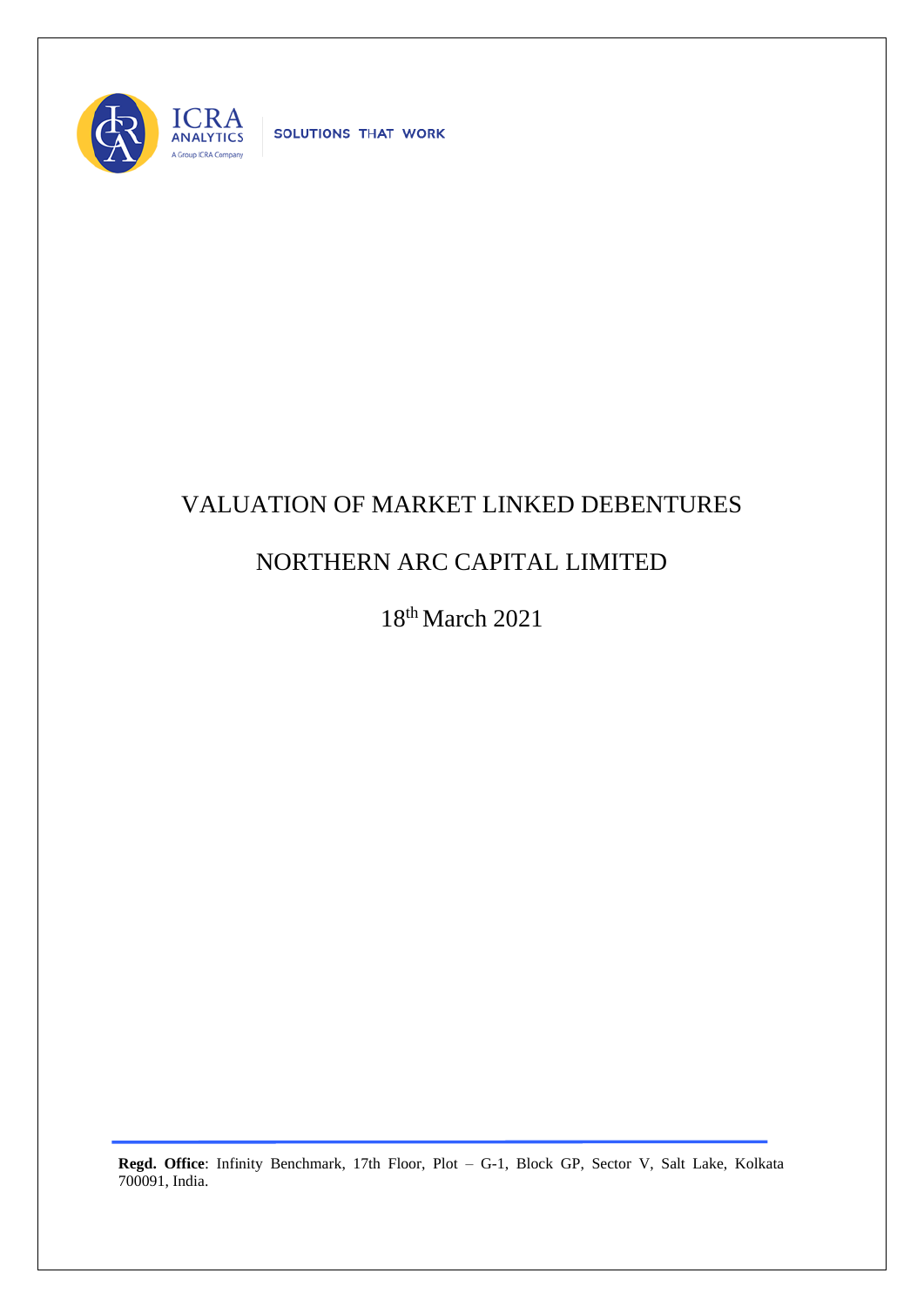# VALUATION OF MARKET LINKED DEBENTURES

## NORTHERN ARC CAPITAL LIMITED

18th March 2021

**Regd. Office**: Infinity Benchmark, 17th Floor, Plot – G-1, Block GP, Sector V, Salt Lake, Kolkata 700091, India.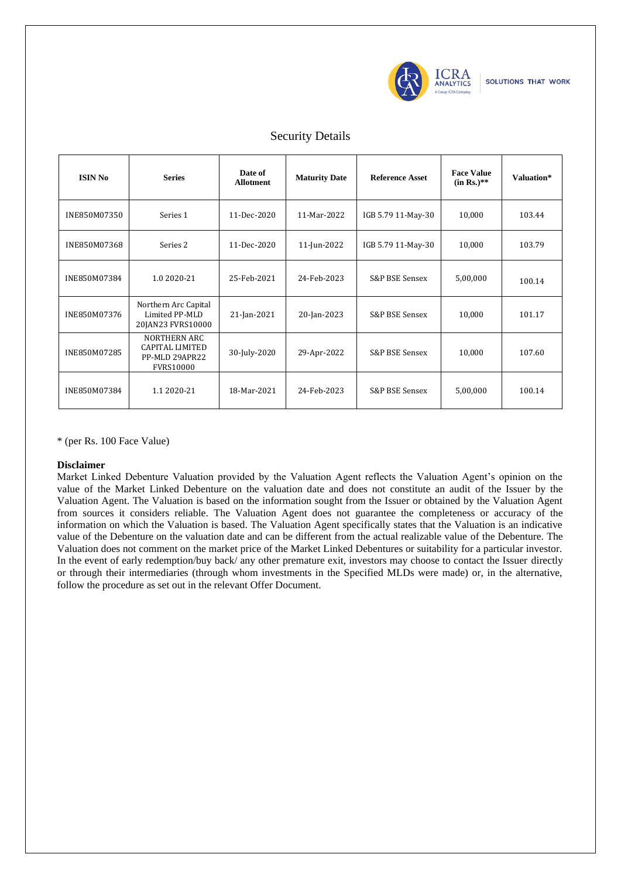## Security Details

| ISIN No | Series | Date of Allotment | Maturity Date | Reference Asset | Face Value (in Rs.)** | Valuation* |
|---|---|---|---|---|---|---|
| INE850M07350 | Series 1 | 11-Dec-2020 | 11-Mar-2022 | IGB 5.79 11-May-30 | 10,000 | 103.44 |
| INE850M07368 | Series 2 | 11-Dec-2020 | 11-Jun-2022 | IGB 5.79 11-May-30 | 10,000 | 103.79 |
| INE850M07384 | 1.0 2020-21 | 25-Feb-2021 | 24-Feb-2023 | S&P BSE Sensex | 5,00,000 | 100.14 |
| INE850M07376 | Northern Arc Capital Limited PP-MLD 20JAN23 FVRS10000 | 21-Jan-2021 | 20-Jan-2023 | S&P BSE Sensex | 10,000 | 101.17 |
| INE850M07285 | NORTHERN ARC CAPITAL LIMITED PP-MLD 29APR22 FVRS10000 | 30-July-2020 | 29-Apr-2022 | S&P BSE Sensex | 10,000 | 107.60 |
| INE850M07384 | 1.1 2020-21 | 18-Mar-2021 | 24-Feb-2023 | S&P BSE Sensex | 5,00,000 | 100.14 |

* (per Rs. 100 Face Value)

**Disclaimer**

Market Linked Debenture Valuation provided by the Valuation Agent reflects the Valuation Agent's opinion on the value of the Market Linked Debenture on the valuation date and does not constitute an audit of the Issuer by the Valuation Agent. The Valuation is based on the information sought from the Issuer or obtained by the Valuation Agent from sources it considers reliable. The Valuation Agent does not guarantee the completeness or accuracy of the information on which the Valuation is based. The Valuation Agent specifically states that the Valuation is an indicative value of the Debenture on the valuation date and can be different from the actual realizable value of the Debenture. The Valuation does not comment on the market price of the Market Linked Debentures or suitability for a particular investor. In the event of early redemption/buy back/ any other premature exit, investors may choose to contact the Issuer directly or through their intermediaries (through whom investments in the Specified MLDs were made) or, in the alternative, follow the procedure as set out in the relevant Offer Document.